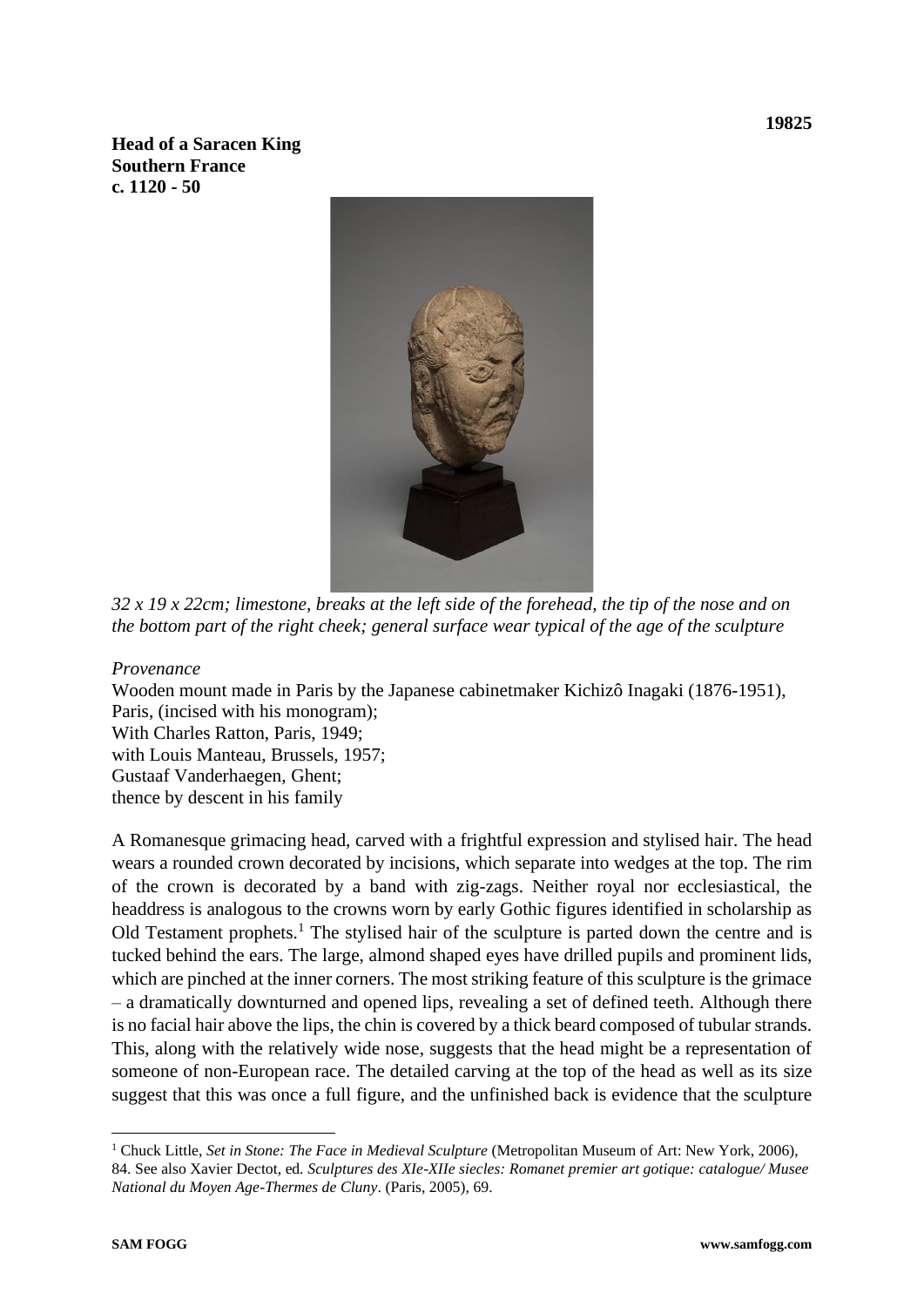**19825**

**Head of a Saracen King**
**Southern France**
**c. 1120 - 50**

*32 x 19 x 22cm; limestone, breaks at the left side of the forehead, the tip of the nose and on the bottom part of the right cheek; general surface wear typical of the age of the sculpture*

*Provenance*

Wooden mount made in Paris by the Japanese cabinetmaker Kichizô Inagaki (1876-1951), Paris, (incised with his monogram);
With Charles Ratton, Paris, 1949;
with Louis Manteau, Brussels, 1957;
Gustaaf Vanderhaegen, Ghent;
thence by descent in his family

A Romanesque grimacing head, carved with a frightful expression and stylised hair. The head wears a rounded crown decorated by incisions, which separate into wedges at the top. The rim of the crown is decorated by a band with zig-zags. Neither royal nor ecclesiastical, the headdress is analogous to the crowns worn by early Gothic figures identified in scholarship as Old Testament prophets.[1] The stylised hair of the sculpture is parted down the centre and is tucked behind the ears. The large, almond shaped eyes have drilled pupils and prominent lids, which are pinched at the inner corners. The most striking feature of this sculpture is the grimace – a dramatically downturned and opened lips, revealing a set of defined teeth. Although there is no facial hair above the lips, the chin is covered by a thick beard composed of tubular strands. This, along with the relatively wide nose, suggests that the head might be a representation of someone of non-European race. The detailed carving at the top of the head as well as its size suggest that this was once a full figure, and the unfinished back is evidence that the sculpture

[1] Chuck Little, *Set in Stone: The Face in Medieval Sculpture* (Metropolitan Museum of Art: New York, 2006), 84. See also Xavier Dectot, ed. *Sculptures des XIe-XIIe siecles: Romanet premier art gotique: catalogue/ Musee National du Moyen Age-Thermes de Cluny*. (Paris, 2005), 69.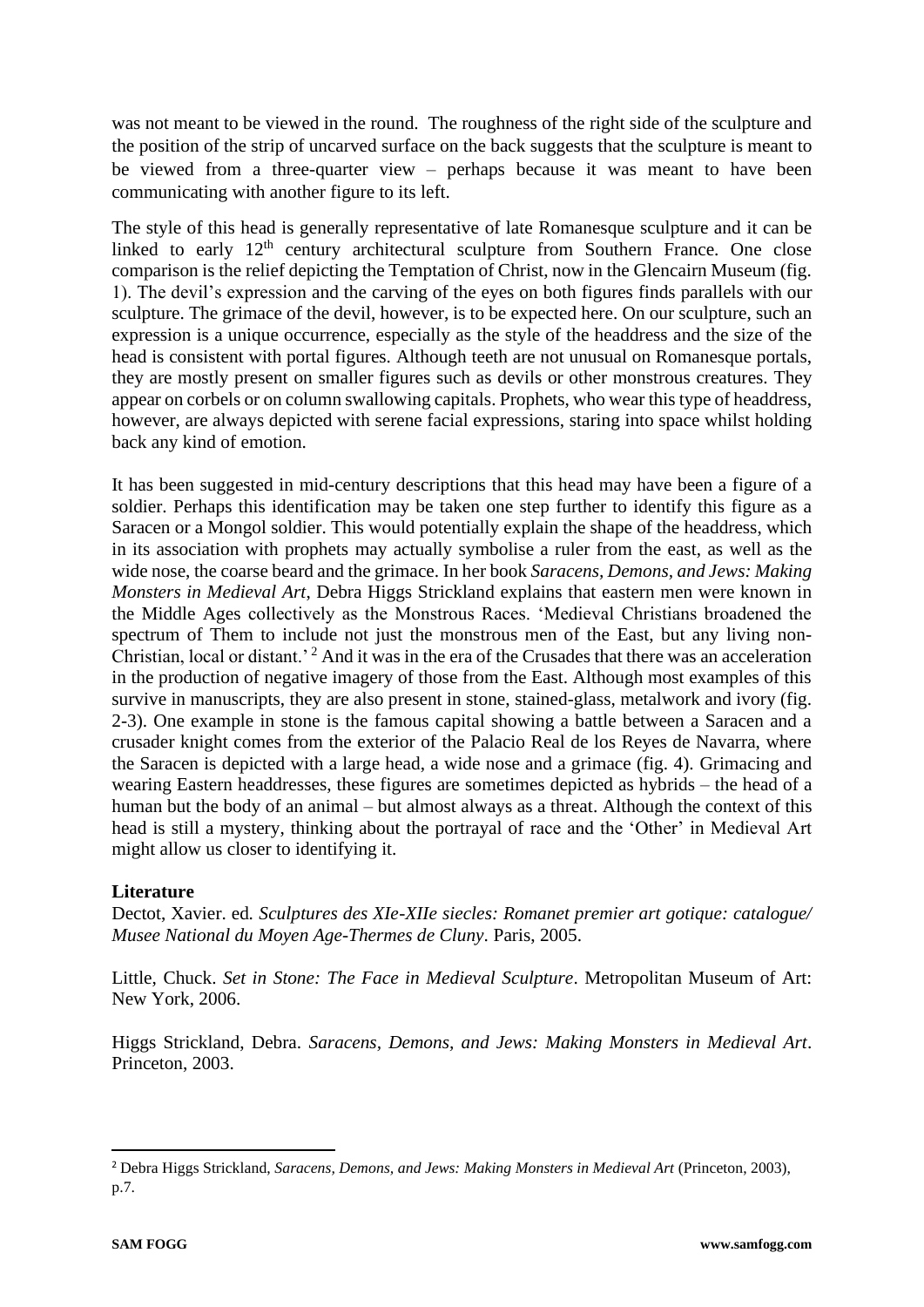was not meant to be viewed in the round. The roughness of the right side of the sculpture and the position of the strip of uncarved surface on the back suggests that the sculpture is meant to be viewed from a three-quarter view – perhaps because it was meant to have been communicating with another figure to its left.

The style of this head is generally representative of late Romanesque sculpture and it can be linked to early 12th century architectural sculpture from Southern France. One close comparison is the relief depicting the Temptation of Christ, now in the Glencairn Museum (fig. 1). The devil's expression and the carving of the eyes on both figures finds parallels with our sculpture. The grimace of the devil, however, is to be expected here. On our sculpture, such an expression is a unique occurrence, especially as the style of the headdress and the size of the head is consistent with portal figures. Although teeth are not unusual on Romanesque portals, they are mostly present on smaller figures such as devils or other monstrous creatures. They appear on corbels or on column swallowing capitals. Prophets, who wear this type of headdress, however, are always depicted with serene facial expressions, staring into space whilst holding back any kind of emotion.

It has been suggested in mid-century descriptions that this head may have been a figure of a soldier. Perhaps this identification may be taken one step further to identify this figure as a Saracen or a Mongol soldier. This would potentially explain the shape of the headdress, which in its association with prophets may actually symbolise a ruler from the east, as well as the wide nose, the coarse beard and the grimace. In her book *Saracens, Demons, and Jews: Making Monsters in Medieval Art*, Debra Higgs Strickland explains that eastern men were known in the Middle Ages collectively as the Monstrous Races. 'Medieval Christians broadened the spectrum of Them to include not just the monstrous men of the East, but any living non-Christian, local or distant.' [2] And it was in the era of the Crusades that there was an acceleration in the production of negative imagery of those from the East. Although most examples of this survive in manuscripts, they are also present in stone, stained-glass, metalwork and ivory (fig. 2-3). One example in stone is the famous capital showing a battle between a Saracen and a crusader knight comes from the exterior of the Palacio Real de los Reyes de Navarra, where the Saracen is depicted with a large head, a wide nose and a grimace (fig. 4). Grimacing and wearing Eastern headdresses, these figures are sometimes depicted as hybrids – the head of a human but the body of an animal – but almost always as a threat. Although the context of this head is still a mystery, thinking about the portrayal of race and the 'Other' in Medieval Art might allow us closer to identifying it.

**Literature**

Dectot, Xavier. ed. *Sculptures des XIe-XIIe siecles: Romanet premier art gotique: catalogue/ Musee National du Moyen Age-Thermes de Cluny*. Paris, 2005.

Little, Chuck. *Set in Stone: The Face in Medieval Sculpture*. Metropolitan Museum of Art: New York, 2006.

Higgs Strickland, Debra. *Saracens, Demons, and Jews: Making Monsters in Medieval Art*. Princeton, 2003.

[2] Debra Higgs Strickland, *Saracens, Demons, and Jews: Making Monsters in Medieval Art* (Princeton, 2003), p.7.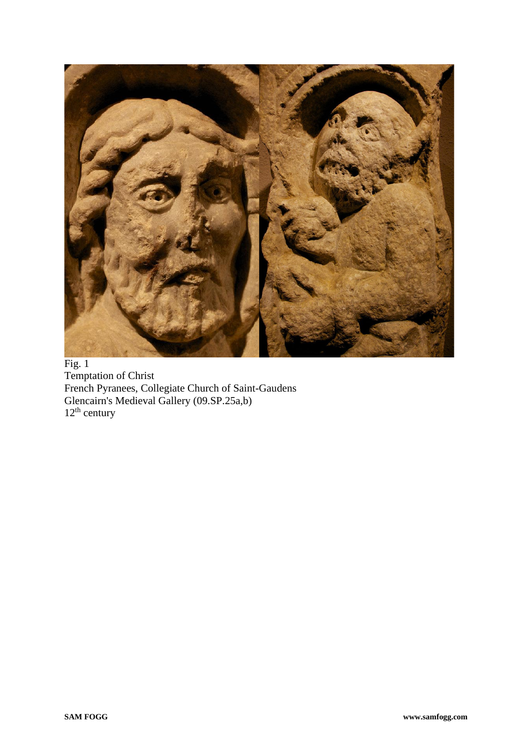Fig. 1
Temptation of Christ
French Pyranees, Collegiate Church of Saint-Gaudens
Glencairn's Medieval Gallery (09.SP.25a,b)
12th century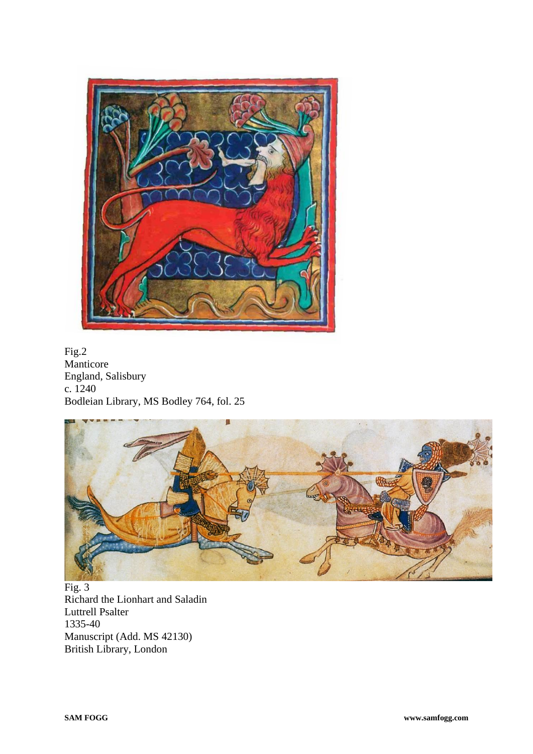Fig.2
Manticore
England, Salisbury
c. 1240
Bodleian Library, MS Bodley 764, fol. 25

Fig. 3
Richard the Lionhart and Saladin
Luttrell Psalter
1335-40
Manuscript (Add. MS 42130)
British Library, London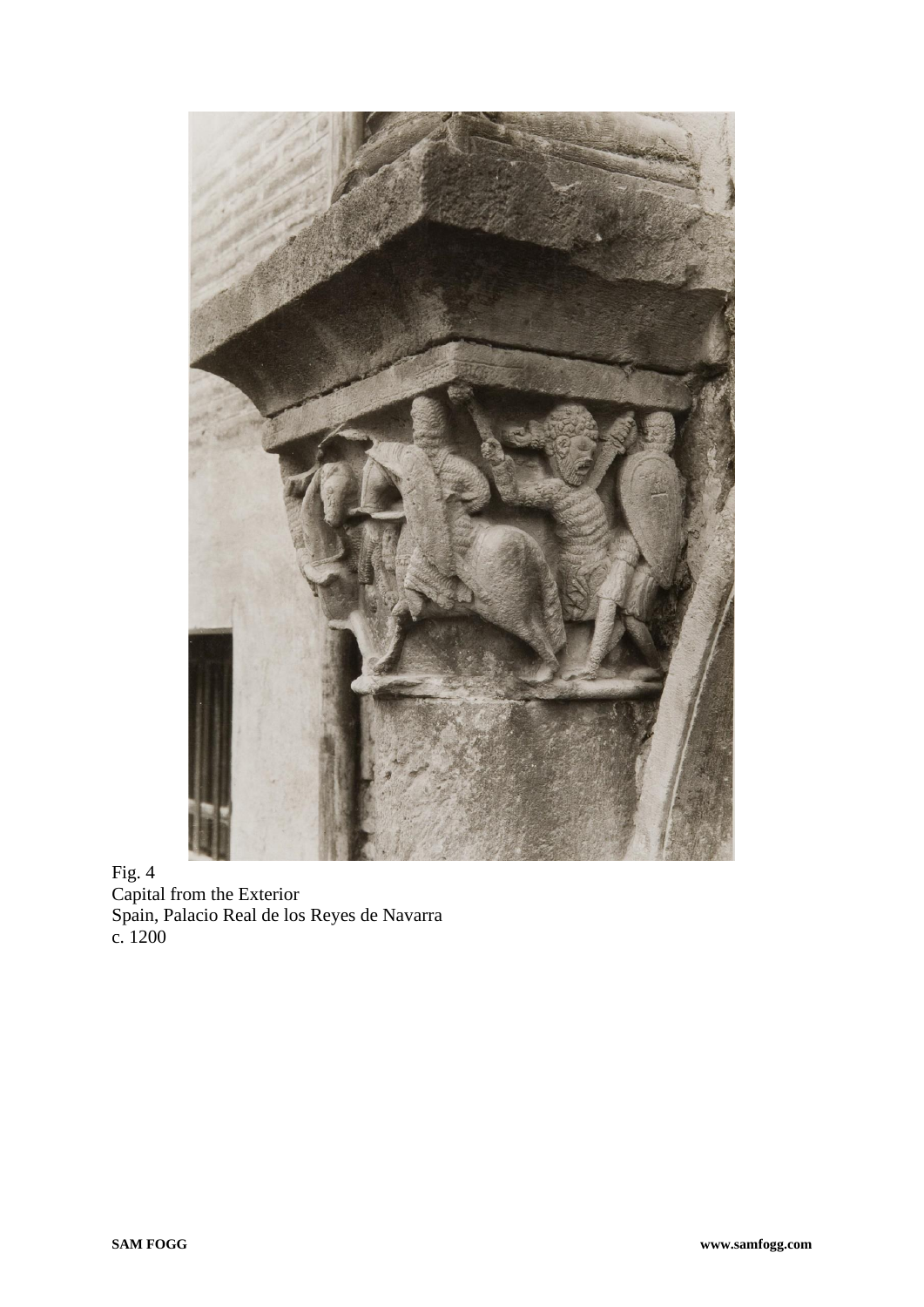Fig. 4
Capital from the Exterior
Spain, Palacio Real de los Reyes de Navarra
c. 1200